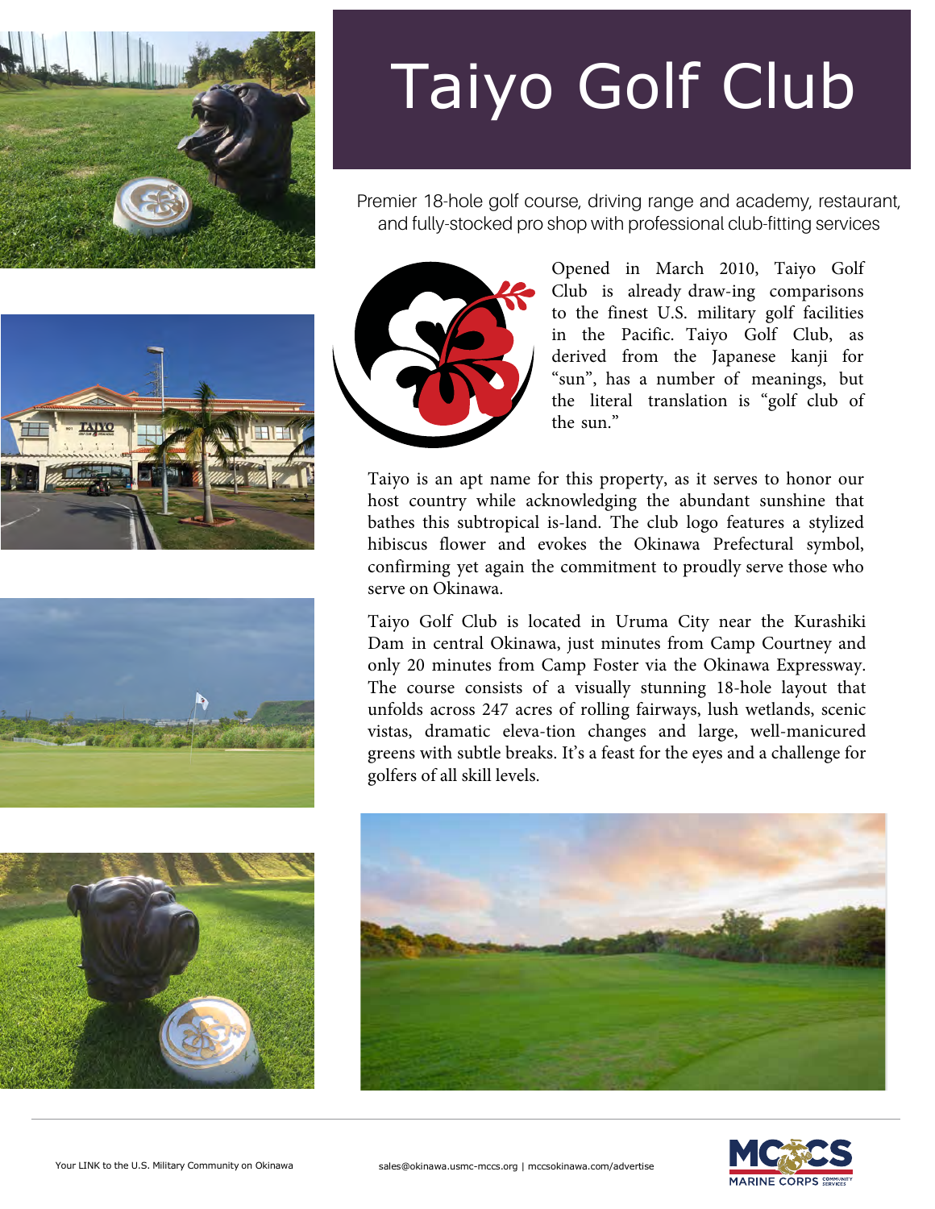# Taiyo Golf Club

Premier 18-hole golf course, driving range and academy, restaurant, and fully-stocked pro shop with professional club-fitting services

Opened in March 2010, Taiyo Golf Club is already draw-ing comparisons to the finest U.S. military golf facilities in the Pacific. Taiyo Golf Club, as derived from the Japanese kanji for "sun", has a number of meanings, but the literal translation is "golf club of the sun."

Taiyo is an apt name for this property, as it serves to honor our host country while acknowledging the abundant sunshine that bathes this subtropical is-land. The club logo features a stylized hibiscus flower and evokes the Okinawa Prefectural symbol, confirming yet again the commitment to proudly serve those who serve on Okinawa.

Taiyo Golf Club is located in Uruma City near the Kurashiki Dam in central Okinawa, just minutes from Camp Courtney and only 20 minutes from Camp Foster via the Okinawa Expressway. The course consists of a visually stunning 18-hole layout that unfolds across 247 acres of rolling fairways, lush wetlands, scenic vistas, dramatic eleva-tion changes and large, well-manicured greens with subtle breaks. It's a feast for the eyes and a challenge for golfers of all skill levels.

Your LINK to the U.S. Military Community on Okinawa

sales@okinawa.usmc-mccs.org | mccsokinawa.com/advertise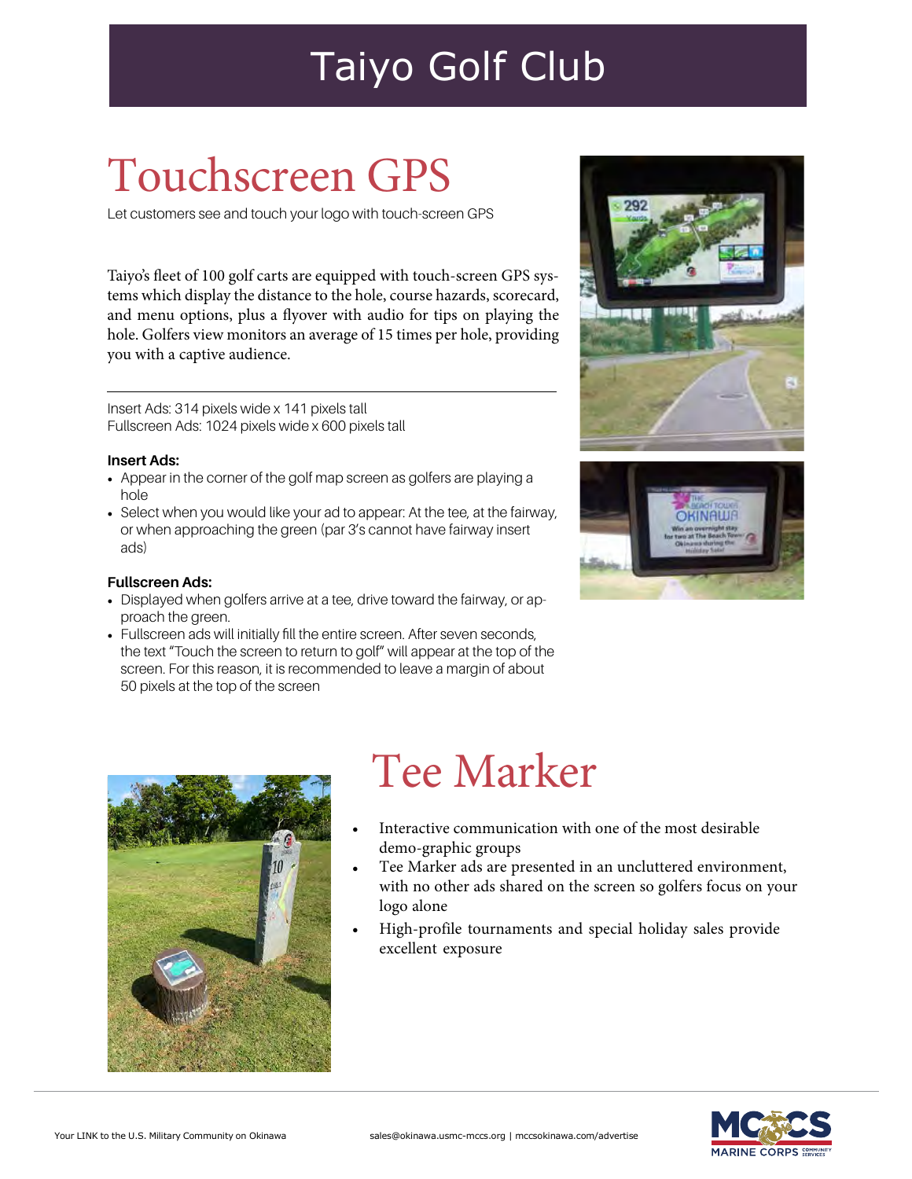# Taiyo Golf Club

## Touchscreen GPS

Let customers see and touch your logo with touch-screen GPS

Taiyo's fleet of 100 golf carts are equipped with touch-screen GPS systems which display the distance to the hole, course hazards, scorecard, and menu options, plus a flyover with audio for tips on playing the hole. Golfers view monitors an average of 15 times per hole, providing you with a captive audience.

---

Insert Ads: 314 pixels wide x 141 pixels tall
Fullscreen Ads: 1024 pixels wide x 600 pixels tall

**Insert Ads:**

- Appear in the corner of the golf map screen as golfers are playing a hole
- Select when you would like your ad to appear: At the tee, at the fairway, or when approaching the green (par 3's cannot have fairway insert ads)

**Fullscreen Ads:**

- Displayed when golfers arrive at a tee, drive toward the fairway, or approach the green.
- Fullscreen ads will initially fill the entire screen. After seven seconds, the text "Touch the screen to return to golf" will appear at the top of the screen. For this reason, it is recommended to leave a margin of about 50 pixels at the top of the screen

## Tee Marker

- Interactive communication with one of the most desirable demo-graphic groups
- Tee Marker ads are presented in an uncluttered environment, with no other ads shared on the screen so golfers focus on your logo alone
- High-profile tournaments and special holiday sales provide excellent exposure

Your LINK to the U.S. Military Community on Okinawa

sales@okinawa.usmc-mccs.org | mccsokinawa.com/advertise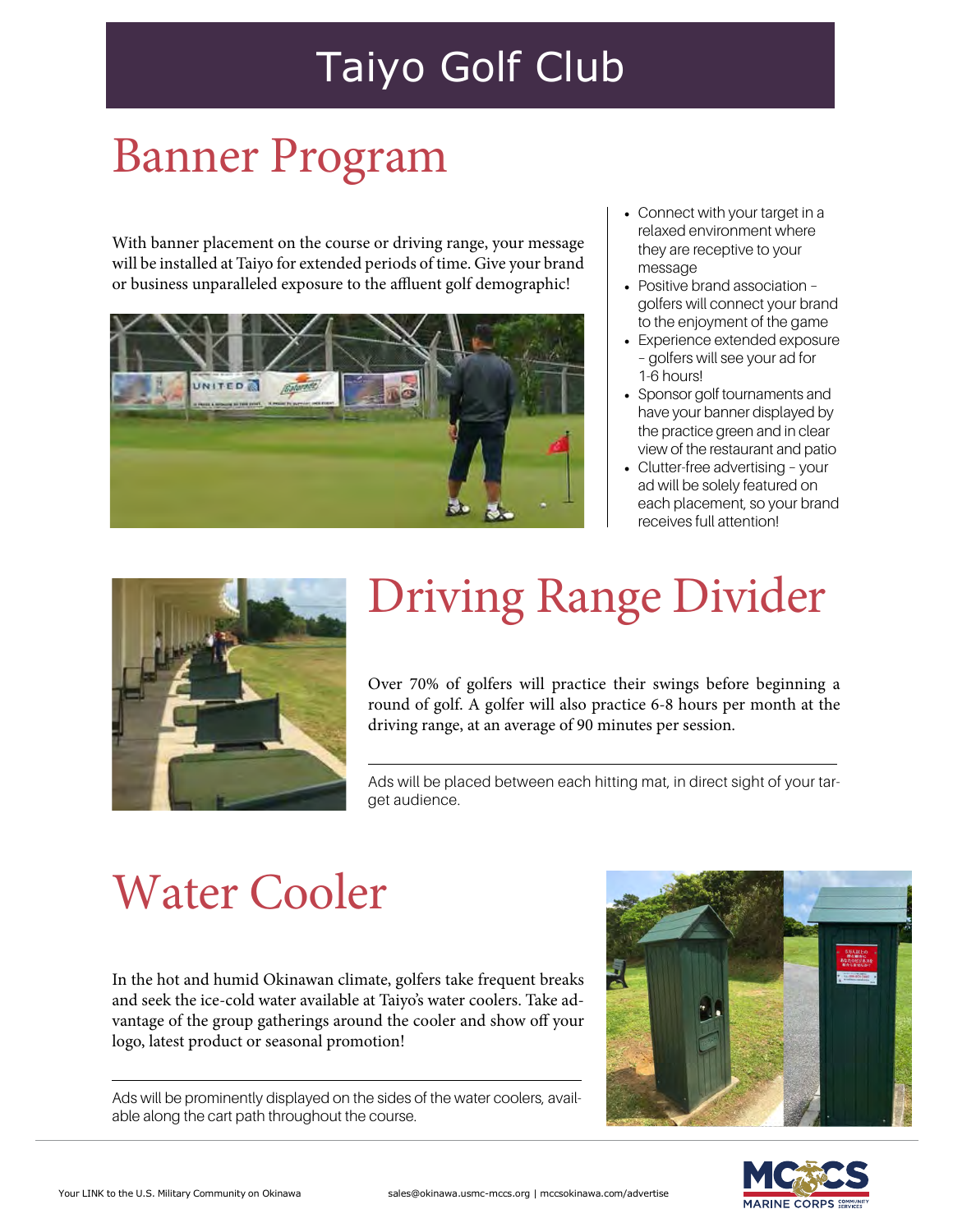// Taiyo Golf Club

# Banner Program

With banner placement on the course or driving range, your message will be installed at Taiyo for extended periods of time. Give your brand or business unparalleled exposure to the affluent golf demographic!

- Connect with your target in a relaxed environment where they are receptive to your message
- Positive brand association – golfers will connect your brand to the enjoyment of the game
- Experience extended exposure – golfers will see your ad for 1-6 hours!
- Sponsor golf tournaments and have your banner displayed by the practice green and in clear view of the restaurant and patio
- Clutter-free advertising – your ad will be solely featured on each placement, so your brand receives full attention!

# Driving Range Divider

Over 70% of golfers will practice their swings before beginning a round of golf. A golfer will also practice 6-8 hours per month at the driving range, at an average of 90 minutes per session.

Ads will be placed between each hitting mat, in direct sight of your target audience.

# Water Cooler

In the hot and humid Okinawan climate, golfers take frequent breaks and seek the ice-cold water available at Taiyo's water coolers. Take advantage of the group gatherings around the cooler and show off your logo, latest product or seasonal promotion!

Ads will be prominently displayed on the sides of the water coolers, available along the cart path throughout the course.

Your LINK to the U.S. Military Community on Okinawa

sales@okinawa.usmc-mccs.org | mccsokinawa.com/advertise

# Taiyo Golf Club

# Banner Program

With banner placement on the course or driving range, your message will be installed at Taiyo for extended periods of time. Give your brand or business unparalleled exposure to the affluent golf demographic!

- Connect with your target in a relaxed environment where they are receptive to your message
- Positive brand association – golfers will connect your brand to the enjoyment of the game
- Experience extended exposure – golfers will see your ad for 1-6 hours!
- Sponsor golf tournaments and have your banner displayed by the practice green and in clear view of the restaurant and patio
- Clutter-free advertising – your ad will be solely featured on each placement, so your brand receives full attention!

# Driving Range Divider

Over 70% of golfers will practice their swings before beginning a round of golf. A golfer will also practice 6-8 hours per month at the driving range, at an average of 90 minutes per session.

Ads will be placed between each hitting mat, in direct sight of your target audience.

# Water Cooler

In the hot and humid Okinawan climate, golfers take frequent breaks and seek the ice-cold water available at Taiyo's water coolers. Take advantage of the group gatherings around the cooler and show off your logo, latest product or seasonal promotion!

Ads will be prominently displayed on the sides of the water coolers, available along the cart path throughout the course.

Your LINK to the U.S. Military Community on Okinawa

sales@okinawa.usmc-mccs.org | mccsokinawa.com/advertise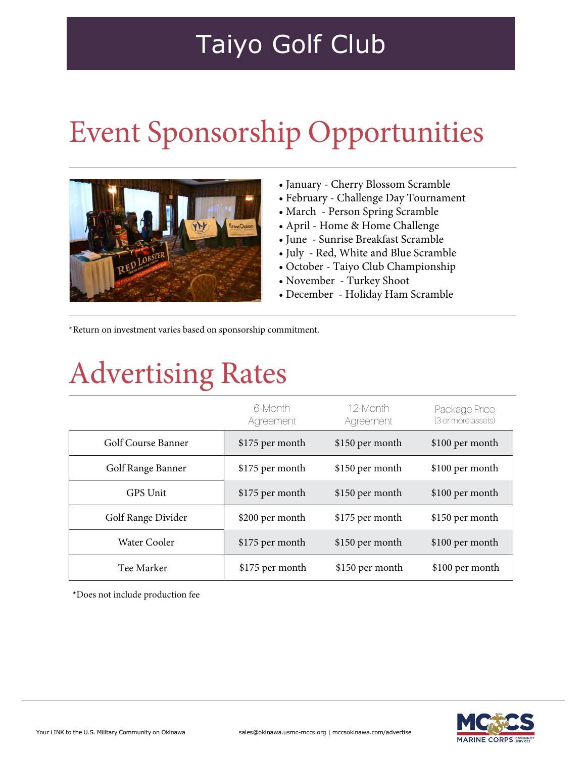# Taiyo Golf Club

## Event Sponsorship Opportunities

- January - Cherry Blossom Scramble
- February - Challenge Day Tournament
- March - Person Spring Scramble
- April - Home & Home Challenge
- June - Sunrise Breakfast Scramble
- July - Red, White and Blue Scramble
- October - Taiyo Club Championship
- November - Turkey Shoot
- December - Holiday Ham Scramble

*Return on investment varies based on sponsorship commitment.

## Advertising Rates

| | 6-Month Agreement | 12-Month Agreement | Package Price (3 or more assets) |
|---|---|---|---|
| Golf Course Banner | $175 per month | $150 per month | $100 per month |
| Golf Range Banner | $175 per month | $150 per month | $100 per month |
| GPS Unit | $175 per month | $150 per month | $100 per month |
| Golf Range Divider | $200 per month | $175 per month | $150 per month |
| Water Cooler | $175 per month | $150 per month | $100 per month |
| Tee Marker | $175 per month | $150 per month | $100 per month |

*Does not include production fee

Your LINK to the U.S. Military Community on Okinawa

sales@okinawa.usmc-mccs.org | mccsokinawa.com/advertise